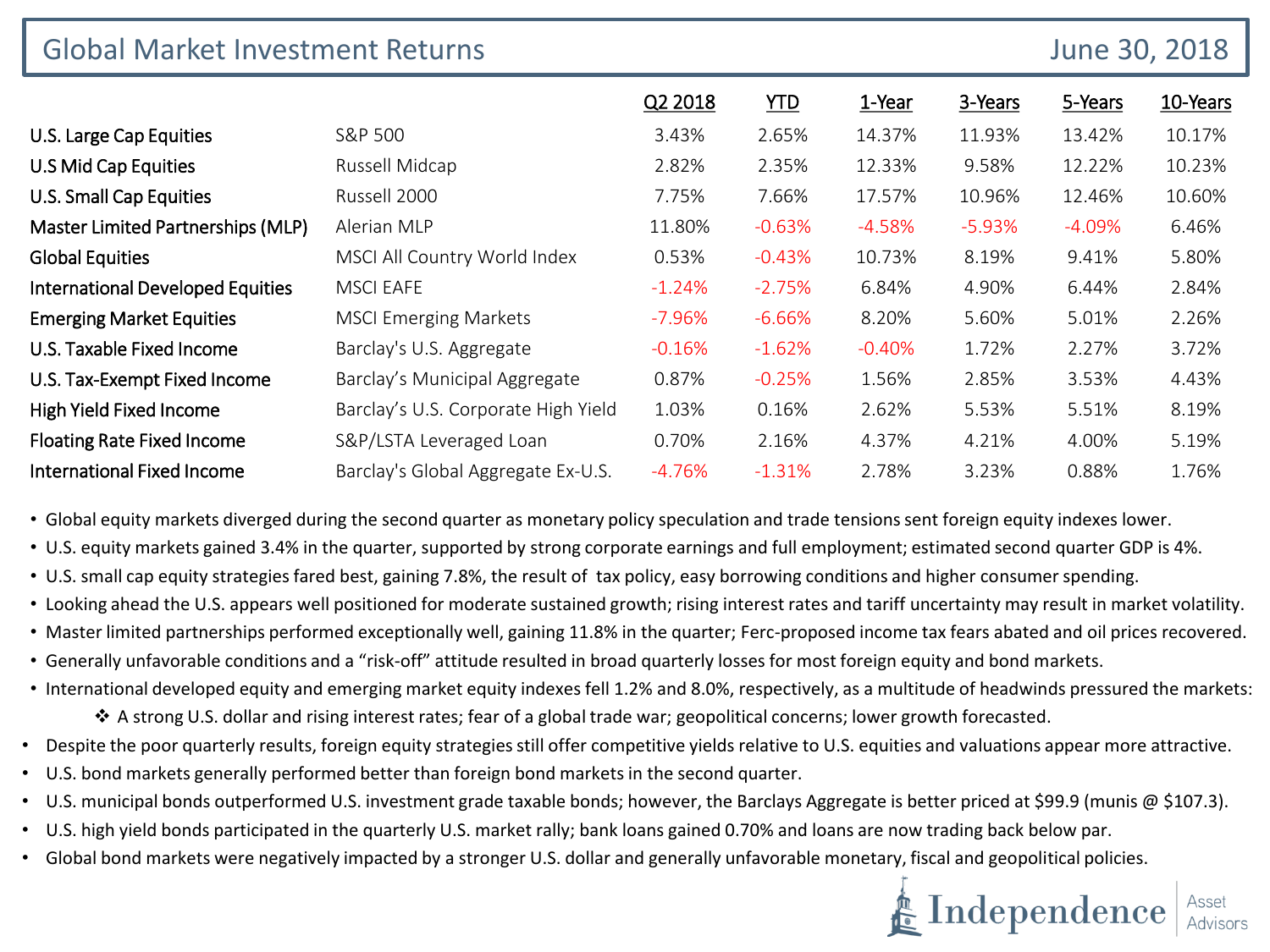# Global Market Investment Returns

June 30, 2018

| | | Q2 2018 | YTD | 1-Year | 3-Years | 5-Years | 10-Years |
|---|---|---|---|---|---|---|---|
| U.S. Large Cap Equities | S&P 500 | 3.43% | 2.65% | 14.37% | 11.93% | 13.42% | 10.17% |
| U.S Mid Cap Equities | Russell Midcap | 2.82% | 2.35% | 12.33% | 9.58% | 12.22% | 10.23% |
| U.S. Small Cap Equities | Russell 2000 | 7.75% | 7.66% | 17.57% | 10.96% | 12.46% | 10.60% |
| Master Limited Partnerships (MLP) | Alerian MLP | 11.80% | -0.63% | -4.58% | -5.93% | -4.09% | 6.46% |
| Global Equities | MSCI All Country World Index | 0.53% | -0.43% | 10.73% | 8.19% | 9.41% | 5.80% |
| International Developed Equities | MSCI EAFE | -1.24% | -2.75% | 6.84% | 4.90% | 6.44% | 2.84% |
| Emerging Market Equities | MSCI Emerging Markets | -7.96% | -6.66% | 8.20% | 5.60% | 5.01% | 2.26% |
| U.S. Taxable Fixed Income | Barclay's U.S. Aggregate | -0.16% | -1.62% | -0.40% | 1.72% | 2.27% | 3.72% |
| U.S. Tax-Exempt Fixed Income | Barclay's Municipal Aggregate | 0.87% | -0.25% | 1.56% | 2.85% | 3.53% | 4.43% |
| High Yield Fixed Income | Barclay's U.S. Corporate High Yield | 1.03% | 0.16% | 2.62% | 5.53% | 5.51% | 8.19% |
| Floating Rate Fixed Income | S&P/LSTA Leveraged Loan | 0.70% | 2.16% | 4.37% | 4.21% | 4.00% | 5.19% |
| International Fixed Income | Barclay's Global Aggregate Ex-U.S. | -4.76% | -1.31% | 2.78% | 3.23% | 0.88% | 1.76% |

- Global equity markets diverged during the second quarter as monetary policy speculation and trade tensions sent foreign equity indexes lower.
- U.S. equity markets gained 3.4% in the quarter, supported by strong corporate earnings and full employment; estimated second quarter GDP is 4%.
- U.S. small cap equity strategies fared best, gaining 7.8%, the result of tax policy, easy borrowing conditions and higher consumer spending.
- Looking ahead the U.S. appears well positioned for moderate sustained growth; rising interest rates and tariff uncertainty may result in market volatility.
- Master limited partnerships performed exceptionally well, gaining 11.8% in the quarter; Ferc-proposed income tax fears abated and oil prices recovered.
- Generally unfavorable conditions and a "risk-off" attitude resulted in broad quarterly losses for most foreign equity and bond markets.
- International developed equity and emerging market equity indexes fell 1.2% and 8.0%, respectively, as a multitude of headwinds pressured the markets:
  - A strong U.S. dollar and rising interest rates; fear of a global trade war; geopolitical concerns; lower growth forecasted.
- Despite the poor quarterly results, foreign equity strategies still offer competitive yields relative to U.S. equities and valuations appear more attractive.
- U.S. bond markets generally performed better than foreign bond markets in the second quarter.
- U.S. municipal bonds outperformed U.S. investment grade taxable bonds; however, the Barclays Aggregate is better priced at $99.9 (munis @ $107.3).
- U.S. high yield bonds participated in the quarterly U.S. market rally; bank loans gained 0.70% and loans are now trading back below par.
- Global bond markets were negatively impacted by a stronger U.S. dollar and generally unfavorable monetary, fiscal and geopolitical policies.

Independence Asset Advisors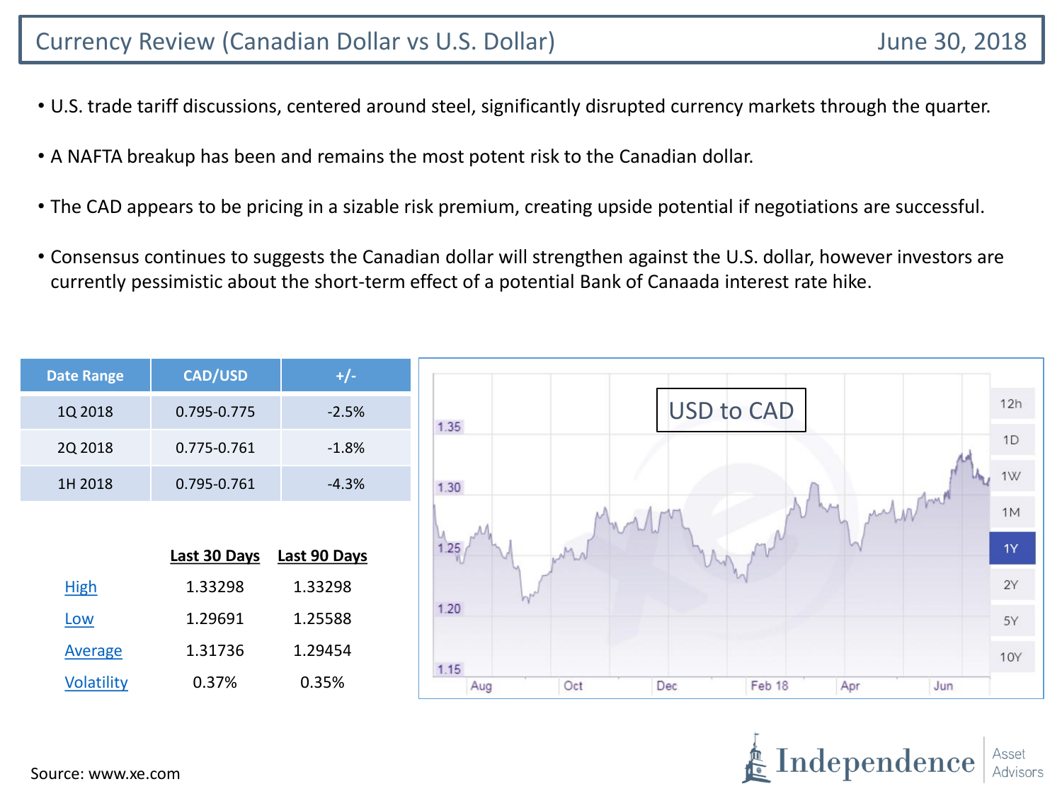# Currency Review (Canadian Dollar vs U.S. Dollar)

June 30, 2018

- U.S. trade tariff discussions, centered around steel, significantly disrupted currency markets through the quarter.
- A NAFTA breakup has been and remains the most potent risk to the Canadian dollar.
- The CAD appears to be pricing in a sizable risk premium, creating upside potential if negotiations are successful.
- Consensus continues to suggests the Canadian dollar will strengthen against the U.S. dollar, however investors are currently pessimistic about the short-term effect of a potential Bank of Canaada interest rate hike.

| Date Range | CAD/USD | +/- |
|---|---|---|
| 1Q 2018 | 0.795-0.775 | -2.5% |
| 2Q 2018 | 0.775-0.761 | -1.8% |
| 1H 2018 | 0.795-0.761 | -4.3% |

| | Last 30 Days | Last 90 Days |
|---|---|---|
| High | 1.33298 | 1.33298 |
| Low | 1.29691 | 1.25588 |
| Average | 1.31736 | 1.29454 |
| Volatility | 0.37% | 0.35% |

USD to CAD

1.35
1.30
1.25
1.20
1.15

Aug Oct Dec Feb 18 Apr Jun

12h 1D 1W 1M 1Y 2Y 5Y 10Y

Source: www.xe.com

Independence Asset Advisors